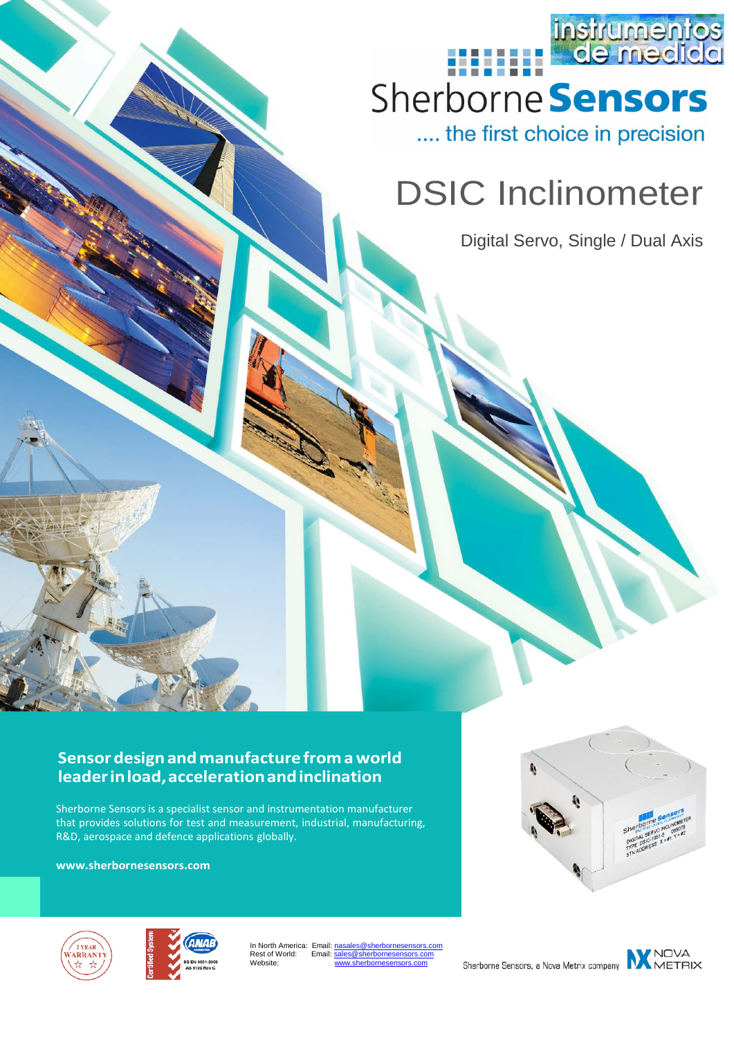instrumentos de medida

Sherborne **Sensors**

.... the first choice in precision

# DSIC Inclinometer

Digital Servo, Single / Dual Axis

## Sensor design and manufacture from a world leader in load, acceleration and inclination

Sherborne Sensors is a specialist sensor and instrumentation manufacturer that provides solutions for test and measurement, industrial, manufacturing, R&D, aerospace and defence applications globally.

**www.sherbornesensors.com**

In North America: Email: nasales@sherbornesensors.com
Rest of World: Email: sales@sherbornesensors.com
Website: www.sherbornesensors.com

Sherborne Sensors, a Nova Metrix company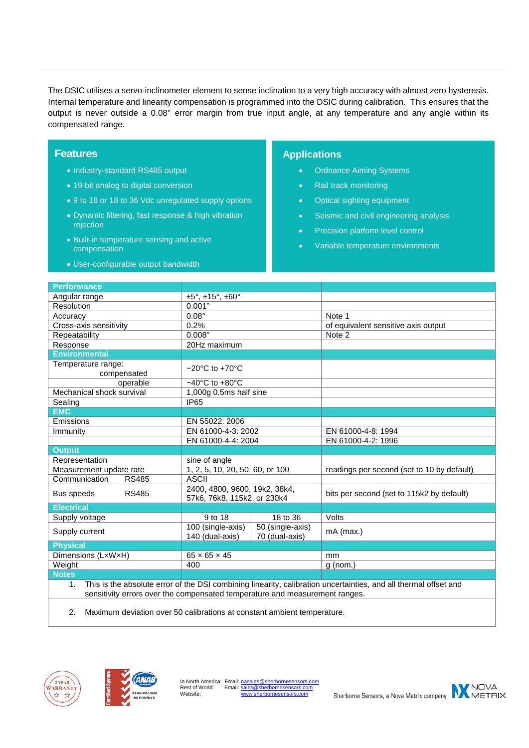The DSIC utilises a servo-inclinometer element to sense inclination to a very high accuracy with almost zero hysteresis. Internal temperature and linearity compensation is programmed into the DSIC during calibration. This ensures that the output is never outside a 0.08° error margin from true input angle, at any temperature and any angle within its compensated range.

## Features

- Industry-standard RS485 output
- 19-bit analog to digital conversion
- 9 to 18 or 18 to 36 Vdc unregulated supply options
- Dynamic filtering, fast response & high vibration rejection
- Built-in temperature sensing and active compensation
- User-configurable output bandwidth

## Applications

- Ordnance Aiming Systems
- Rail track monitoring
- Optical sighting equipment
- Seismic and civil engineering analysis
- Precision platform level control
- Variable temperature environments

| **Performance** | | | |
|---|---|---|---|
| Angular range | ±5°, ±15°, ±60° | | |
| Resolution | 0.001° | | |
| Accuracy | 0.08° | | Note 1 |
| Cross-axis sensitivity | 0.2% | | of equivalent sensitive axis output |
| Repeatability | 0.008° | | Note 2 |
| Response | 20Hz maximum | | |
| **Environmental** | | | |
| Temperature range: compensated | −20°C to +70°C | | |
| operable | −40°C to +80°C | | |
| Mechanical shock survival | 1,000g 0.5ms half sine | | |
| Sealing | IP65 | | |
| **EMC** | | | |
| Emissions | EN 55022: 2006 | | |
| Immunity | EN 61000-4-3: 2002 | | EN 61000-4-8: 1994 |
| | EN 61000-4-4: 2004 | | EN 61000-4-2: 1996 |
| **Output** | | | |
| Representation | sine of angle | | |
| Measurement update rate | 1, 2, 5, 10, 20, 50, 60, or 100 | | readings per second (set to 10 by default) |
| Communication RS485 | ASCII | | |
| Bus speeds RS485 | 2400, 4800, 9600, 19k2, 38k4, 57k6, 76k8, 115k2, or 230k4 | | bits per second (set to 115k2 by default) |
| **Electrical** | | | |
| Supply voltage | 9 to 18 | 18 to 36 | Volts |
| Supply current | 100 (single-axis) 140 (dual-axis) | 50 (single-axis) 70 (dual-axis) | mA (max.) |
| **Physical** | | | |
| Dimensions (L×W×H) | 65 × 65 × 45 | | mm |
| Weight | 400 | | g (nom.) |

**Notes**

1. This is the absolute error of the DSI combining linearity, calibration uncertainties, and all thermal offset and sensitivity errors over the compensated temperature and measurement ranges.
2. Maximum deviation over 50 calibrations at constant ambient temperature.

In North America: Email: nasales@sherbornesensors.com
Rest of World: Email: sales@sherbornesensors.com
Website: www.sherbornesensors.com

Sherborne Sensors, a Nova Metrix company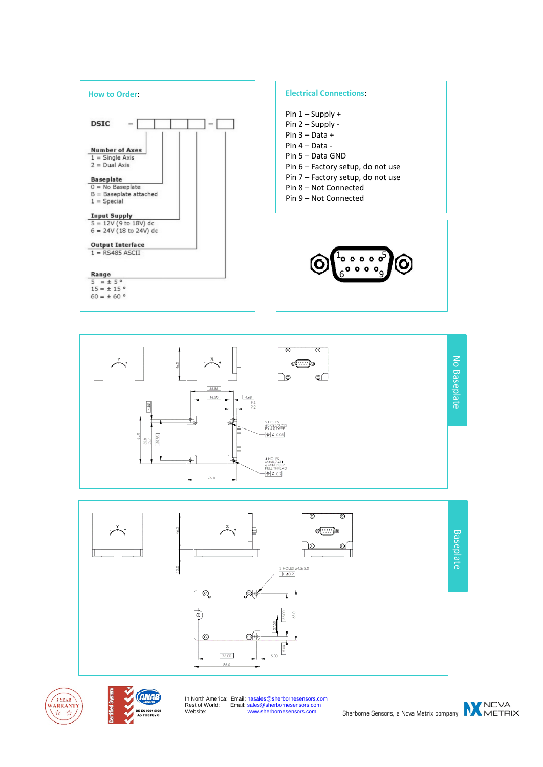## How to Order:

DSIC – [ ][ ][ ][ ] – [ ]

**Number of Axes**
1 = Single Axis
2 = Dual Axis

**Baseplate**
0 = No Baseplate
B = Baseplate attached
1 = Special

**Input Supply**
5 = 12V (9 to 18V) dc
6 = 24V (18 to 24V) dc

**Output Interface**
1 = RS485 ASCII

**Range**
5 = ± 5 °
15 = ± 15 °
60 = ± 60 °

## Electrical Connections:

Pin 1 – Supply +
Pin 2 – Supply -
Pin 3 – Data +
Pin 4 – Data -
Pin 5 – Data GND
Pin 6 – Factory setup, do not use
Pin 7 – Factory setup, do not use
Pin 8 – Not Connected
Pin 9 – Not Connected

## No Baseplate

2 HOLES ø3.025/3.055 BY 4.0 DEEP

4 HOLES M4x0.7-6H 6 MIN DEEP FULL THREAD

## Baseplate

3 HOLES ø4.5/5.0

In North America: Email: nasales@sherbornesensors.com
Rest of World: Email: sales@sherbornesensors.com
Website: www.sherbornesensors.com

Sherborne Sensors, a Nova Metrix company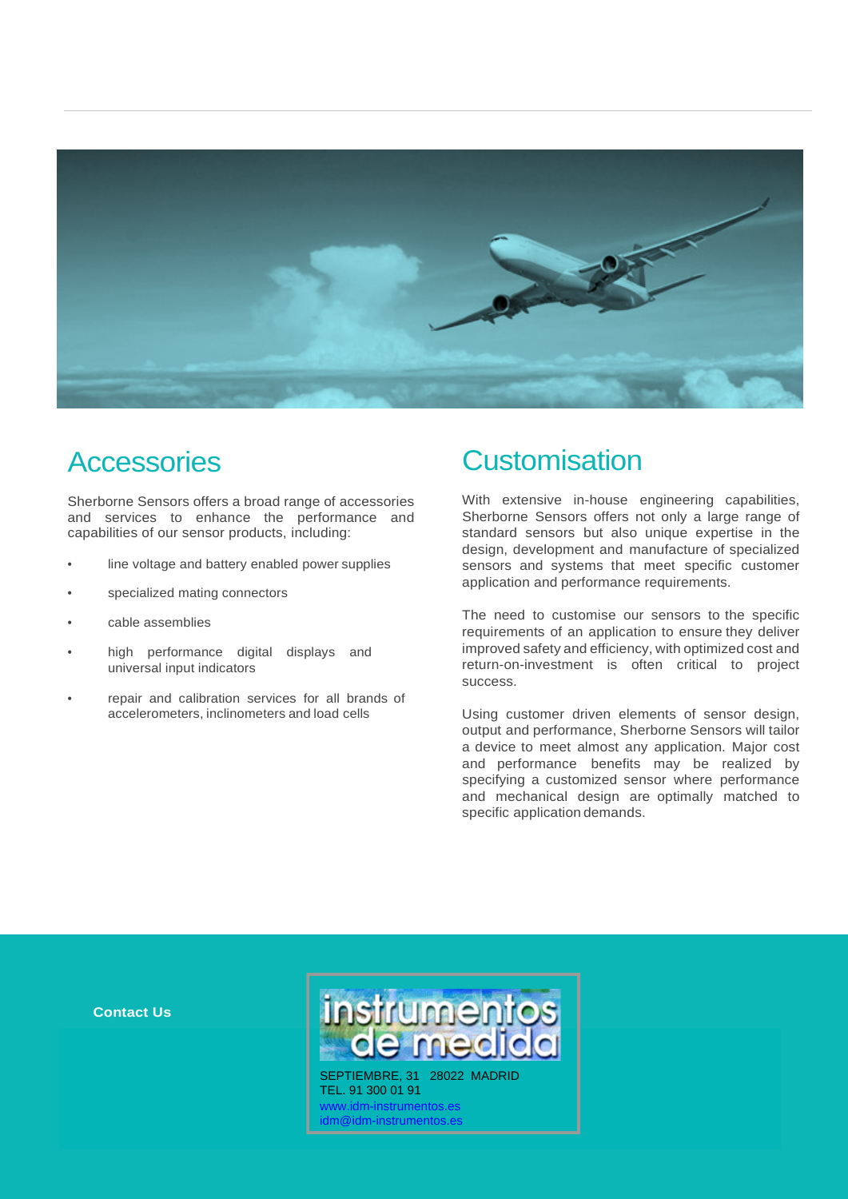## Accessories

Sherborne Sensors offers a broad range of accessories and services to enhance the performance and capabilities of our sensor products, including:

- line voltage and battery enabled power supplies
- specialized mating connectors
- cable assemblies
- high performance digital displays and universal input indicators
- repair and calibration services for all brands of accelerometers, inclinometers and load cells

## Customisation

With extensive in-house engineering capabilities, Sherborne Sensors offers not only a large range of standard sensors but also unique expertise in the design, development and manufacture of specialized sensors and systems that meet specific customer application and performance requirements.

The need to customise our sensors to the specific requirements of an application to ensure they deliver improved safety and efficiency, with optimized cost and return-on-investment is often critical to project success.

Using customer driven elements of sensor design, output and performance, Sherborne Sensors will tailor a device to meet almost any application. Major cost and performance benefits may be realized by specifying a customized sensor where performance and mechanical design are optimally matched to specific application demands.

**Contact Us**

instrumentos de medida

SEPTIEMBRE, 31 28022 MADRID
TEL. 91 300 01 91
www.idm-instrumentos.es
idm@idm-instrumentos.es